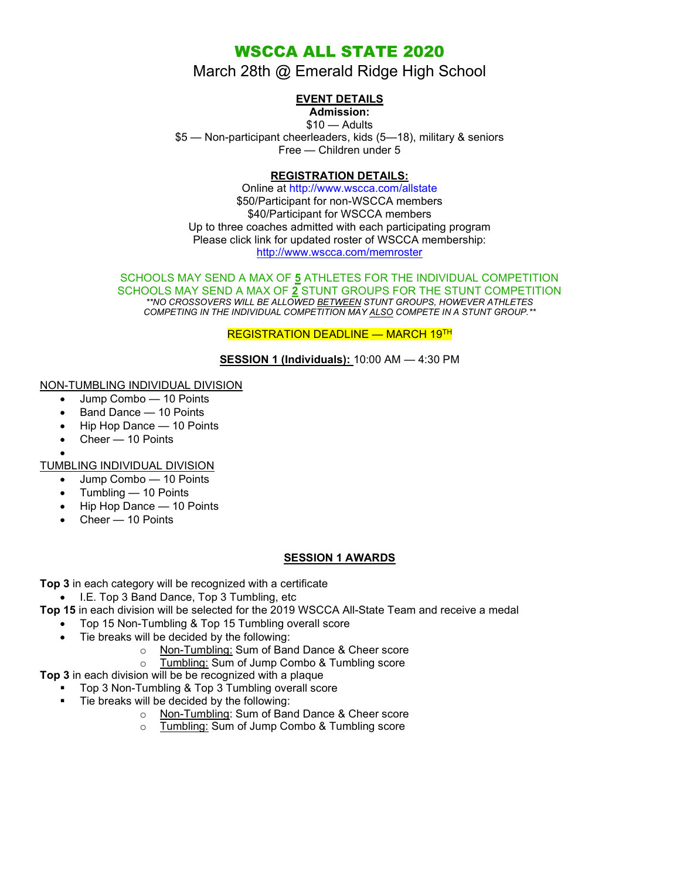# WSCCA ALL STATE 2020

March 28th @ Emerald Ridge High School

**EVENT DETAILS**

**Admission:**

$10 — Adults

$5 — Non-participant cheerleaders, kids (5—18), military & seniors

Free — Children under 5

**REGISTRATION DETAILS:**

Online at http://www.wscca.com/allstate

$50/Participant for non-WSCCA members

$40/Participant for WSCCA members

Up to three coaches admitted with each participating program

Please click link for updated roster of WSCCA membership:

http://www.wscca.com/memroster

SCHOOLS MAY SEND A MAX OF **5** ATHLETES FOR THE INDIVIDUAL COMPETITION

SCHOOLS MAY SEND A MAX OF **2** STUNT GROUPS FOR THE STUNT COMPETITION

*\*\*NO CROSSOVERS WILL BE ALLOWED BETWEEN STUNT GROUPS, HOWEVER ATHLETES COMPETING IN THE INDIVIDUAL COMPETITION MAY ALSO COMPETE IN A STUNT GROUP.\*\**

REGISTRATION DEADLINE — MARCH 19TH

**SESSION 1 (Individuals):** 10:00 AM — 4:30 PM

NON-TUMBLING INDIVIDUAL DIVISION

- Jump Combo — 10 Points
- Band Dance — 10 Points
- Hip Hop Dance — 10 Points
- Cheer — 10 Points

TUMBLING INDIVIDUAL DIVISION

- Jump Combo — 10 Points
- Tumbling — 10 Points
- Hip Hop Dance — 10 Points
- Cheer — 10 Points

**SESSION 1 AWARDS**

**Top 3** in each category will be recognized with a certificate

- I.E. Top 3 Band Dance, Top 3 Tumbling, etc

**Top 15** in each division will be selected for the 2019 WSCCA All-State Team and receive a medal

- Top 15 Non-Tumbling & Top 15 Tumbling overall score
- Tie breaks will be decided by the following:
  - Non-Tumbling: Sum of Band Dance & Cheer score
  - Tumbling: Sum of Jump Combo & Tumbling score

**Top 3** in each division will be be recognized with a plaque

- Top 3 Non-Tumbling & Top 3 Tumbling overall score
- Tie breaks will be decided by the following:
  - Non-Tumbling: Sum of Band Dance & Cheer score
  - Tumbling: Sum of Jump Combo & Tumbling score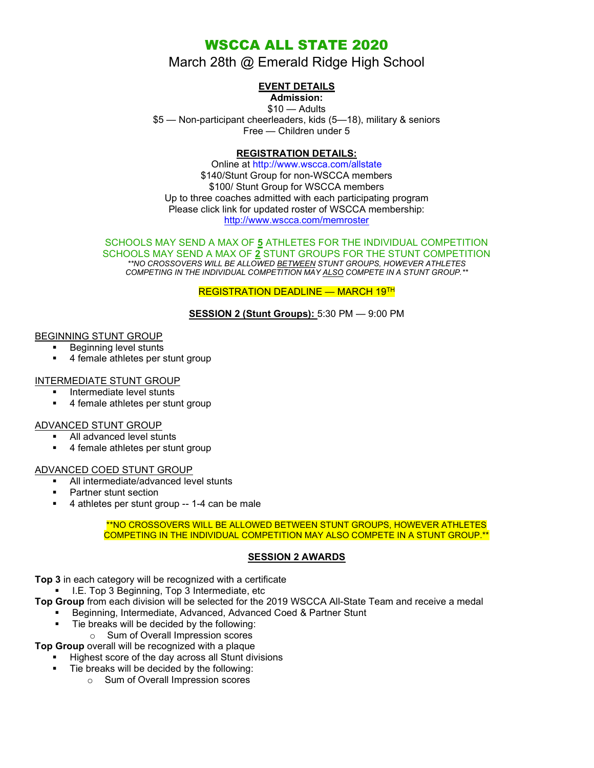# WSCCA ALL STATE 2020

March 28th @ Emerald Ridge High School

**EVENT DETAILS**

**Admission:**

$10 — Adults

$5 — Non-participant cheerleaders, kids (5—18), military & seniors

Free — Children under 5

**REGISTRATION DETAILS:**

Online at http://www.wscca.com/allstate

$140/Stunt Group for non-WSCCA members

$100/ Stunt Group for WSCCA members

Up to three coaches admitted with each participating program

Please click link for updated roster of WSCCA membership:

http://www.wscca.com/memroster

SCHOOLS MAY SEND A MAX OF **5** ATHLETES FOR THE INDIVIDUAL COMPETITION

SCHOOLS MAY SEND A MAX OF **2** STUNT GROUPS FOR THE STUNT COMPETITION

*\*\*NO CROSSOVERS WILL BE ALLOWED BETWEEN STUNT GROUPS, HOWEVER ATHLETES COMPETING IN THE INDIVIDUAL COMPETITION MAY ALSO COMPETE IN A STUNT GROUP.\*\**

REGISTRATION DEADLINE — MARCH 19TH

**SESSION 2 (Stunt Groups):** 5:30 PM — 9:00 PM

BEGINNING STUNT GROUP
- Beginning level stunts
- 4 female athletes per stunt group

INTERMEDIATE STUNT GROUP
- Intermediate level stunts
- 4 female athletes per stunt group

ADVANCED STUNT GROUP
- All advanced level stunts
- 4 female athletes per stunt group

ADVANCED COED STUNT GROUP
- All intermediate/advanced level stunts
- Partner stunt section
- 4 athletes per stunt group -- 1-4 can be male

\*\*NO CROSSOVERS WILL BE ALLOWED BETWEEN STUNT GROUPS, HOWEVER ATHLETES COMPETING IN THE INDIVIDUAL COMPETITION MAY ALSO COMPETE IN A STUNT GROUP.\*\*

**SESSION 2 AWARDS**

**Top 3** in each category will be recognized with a certificate
- I.E. Top 3 Beginning, Top 3 Intermediate, etc

**Top Group** from each division will be selected for the 2019 WSCCA All-State Team and receive a medal
- Beginning, Intermediate, Advanced, Advanced Coed & Partner Stunt
- Tie breaks will be decided by the following:
  - Sum of Overall Impression scores

**Top Group** overall will be recognized with a plaque
- Highest score of the day across all Stunt divisions
- Tie breaks will be decided by the following:
  - Sum of Overall Impression scores